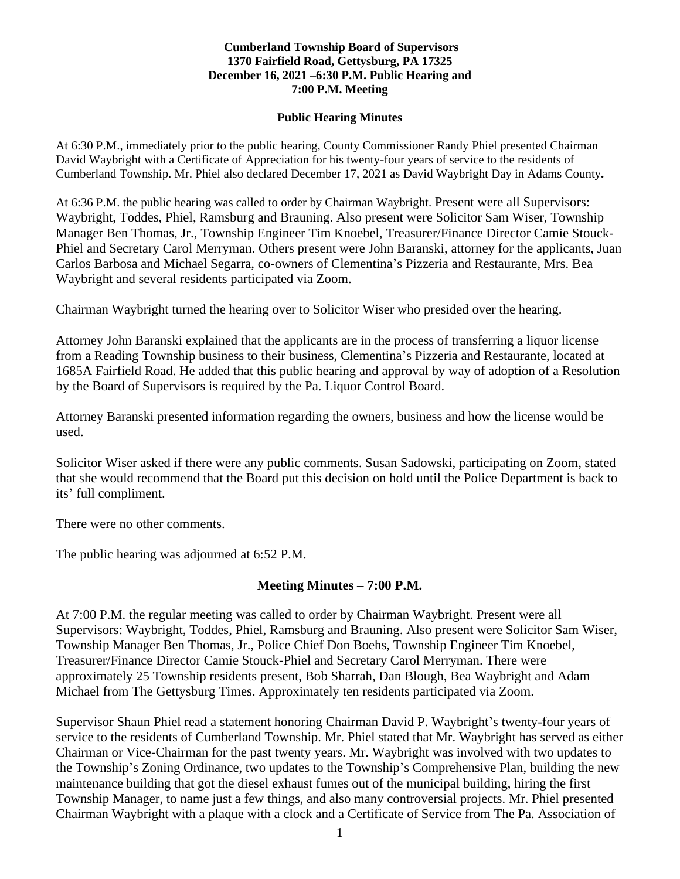**Cumberland Township Board of Supervisors**
**1370 Fairfield Road, Gettysburg, PA 17325**
**December 16, 2021 –6:30 P.M. Public Hearing and**
**7:00 P.M. Meeting**

**Public Hearing Minutes**

At 6:30 P.M., immediately prior to the public hearing, County Commissioner Randy Phiel presented Chairman David Waybright with a Certificate of Appreciation for his twenty-four years of service to the residents of Cumberland Township. Mr. Phiel also declared December 17, 2021 as David Waybright Day in Adams County**.**

At 6:36 P.M. the public hearing was called to order by Chairman Waybright. Present were all Supervisors: Waybright, Toddes, Phiel, Ramsburg and Brauning. Also present were Solicitor Sam Wiser, Township Manager Ben Thomas, Jr., Township Engineer Tim Knoebel, Treasurer/Finance Director Camie Stouck-Phiel and Secretary Carol Merryman. Others present were John Baranski, attorney for the applicants, Juan Carlos Barbosa and Michael Segarra, co-owners of Clementina's Pizzeria and Restaurante, Mrs. Bea Waybright and several residents participated via Zoom.

Chairman Waybright turned the hearing over to Solicitor Wiser who presided over the hearing.

Attorney John Baranski explained that the applicants are in the process of transferring a liquor license from a Reading Township business to their business, Clementina's Pizzeria and Restaurante, located at 1685A Fairfield Road. He added that this public hearing and approval by way of adoption of a Resolution by the Board of Supervisors is required by the Pa. Liquor Control Board.

Attorney Baranski presented information regarding the owners, business and how the license would be used.

Solicitor Wiser asked if there were any public comments. Susan Sadowski, participating on Zoom, stated that she would recommend that the Board put this decision on hold until the Police Department is back to its' full compliment.

There were no other comments.

The public hearing was adjourned at 6:52 P.M.

## **Meeting Minutes – 7:00 P.M.**

At 7:00 P.M. the regular meeting was called to order by Chairman Waybright. Present were all Supervisors: Waybright, Toddes, Phiel, Ramsburg and Brauning. Also present were Solicitor Sam Wiser, Township Manager Ben Thomas, Jr., Police Chief Don Boehs, Township Engineer Tim Knoebel, Treasurer/Finance Director Camie Stouck-Phiel and Secretary Carol Merryman. There were approximately 25 Township residents present, Bob Sharrah, Dan Blough, Bea Waybright and Adam Michael from The Gettysburg Times. Approximately ten residents participated via Zoom.

Supervisor Shaun Phiel read a statement honoring Chairman David P. Waybright's twenty-four years of service to the residents of Cumberland Township. Mr. Phiel stated that Mr. Waybright has served as either Chairman or Vice-Chairman for the past twenty years. Mr. Waybright was involved with two updates to the Township's Zoning Ordinance, two updates to the Township's Comprehensive Plan, building the new maintenance building that got the diesel exhaust fumes out of the municipal building, hiring the first Township Manager, to name just a few things, and also many controversial projects. Mr. Phiel presented Chairman Waybright with a plaque with a clock and a Certificate of Service from The Pa. Association of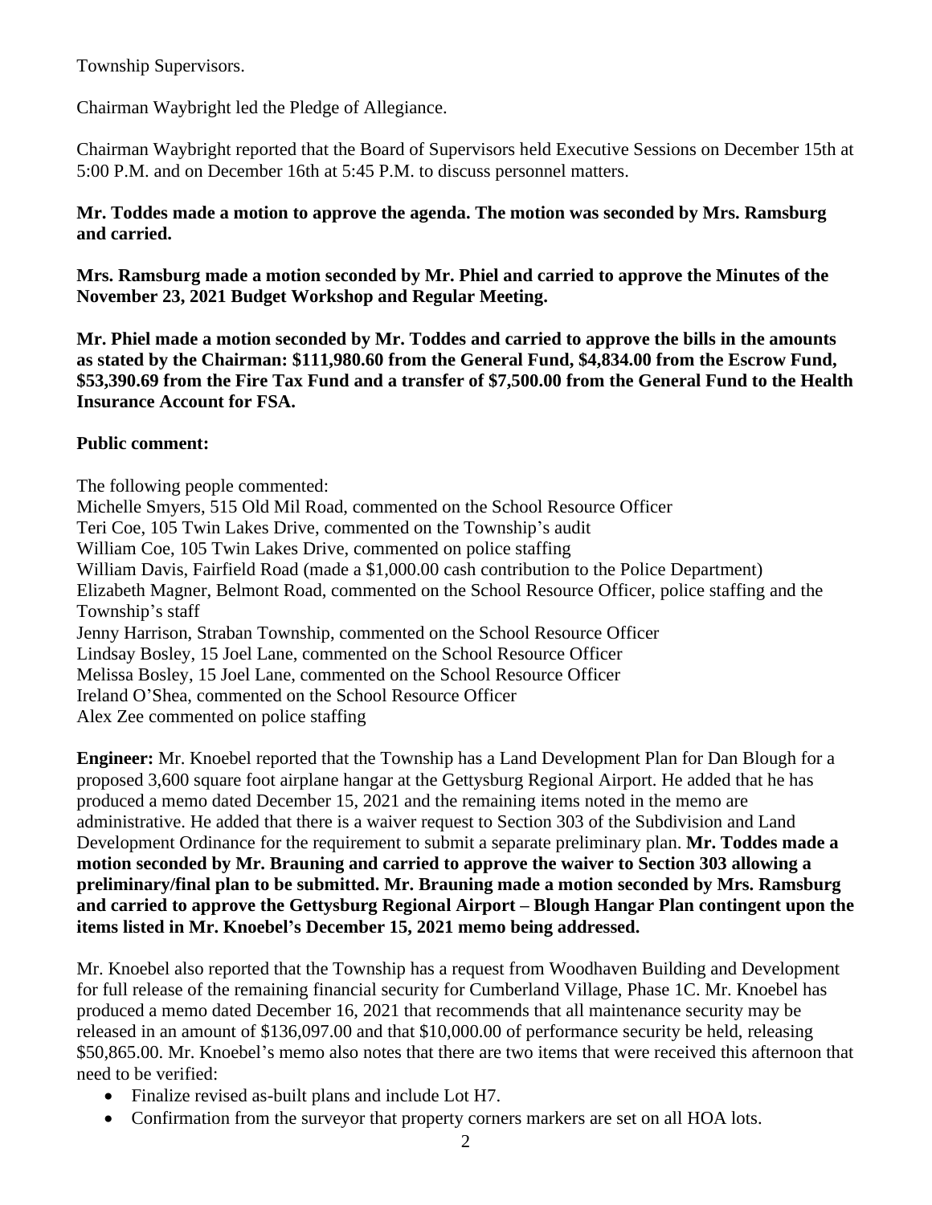Township Supervisors.

Chairman Waybright led the Pledge of Allegiance.

Chairman Waybright reported that the Board of Supervisors held Executive Sessions on December 15th at 5:00 P.M. and on December 16th at 5:45 P.M. to discuss personnel matters.

**Mr. Toddes made a motion to approve the agenda. The motion was seconded by Mrs. Ramsburg and carried.**

**Mrs. Ramsburg made a motion seconded by Mr. Phiel and carried to approve the Minutes of the November 23, 2021 Budget Workshop and Regular Meeting.**

**Mr. Phiel made a motion seconded by Mr. Toddes and carried to approve the bills in the amounts as stated by the Chairman: $111,980.60 from the General Fund, $4,834.00 from the Escrow Fund, $53,390.69 from the Fire Tax Fund and a transfer of $7,500.00 from the General Fund to the Health Insurance Account for FSA.**

**Public comment:**

The following people commented:
Michelle Smyers, 515 Old Mil Road, commented on the School Resource Officer
Teri Coe, 105 Twin Lakes Drive, commented on the Township's audit
William Coe, 105 Twin Lakes Drive, commented on police staffing
William Davis, Fairfield Road (made a $1,000.00 cash contribution to the Police Department)
Elizabeth Magner, Belmont Road, commented on the School Resource Officer, police staffing and the Township's staff
Jenny Harrison, Straban Township, commented on the School Resource Officer
Lindsay Bosley, 15 Joel Lane, commented on the School Resource Officer
Melissa Bosley, 15 Joel Lane, commented on the School Resource Officer
Ireland O'Shea, commented on the School Resource Officer
Alex Zee commented on police staffing

**Engineer:** Mr. Knoebel reported that the Township has a Land Development Plan for Dan Blough for a proposed 3,600 square foot airplane hangar at the Gettysburg Regional Airport. He added that he has produced a memo dated December 15, 2021 and the remaining items noted in the memo are administrative. He added that there is a waiver request to Section 303 of the Subdivision and Land Development Ordinance for the requirement to submit a separate preliminary plan. **Mr. Toddes made a motion seconded by Mr. Brauning and carried to approve the waiver to Section 303 allowing a preliminary/final plan to be submitted. Mr. Brauning made a motion seconded by Mrs. Ramsburg and carried to approve the Gettysburg Regional Airport – Blough Hangar Plan contingent upon the items listed in Mr. Knoebel's December 15, 2021 memo being addressed.**

Mr. Knoebel also reported that the Township has a request from Woodhaven Building and Development for full release of the remaining financial security for Cumberland Village, Phase 1C. Mr. Knoebel has produced a memo dated December 16, 2021 that recommends that all maintenance security may be released in an amount of $136,097.00 and that $10,000.00 of performance security be held, releasing $50,865.00. Mr. Knoebel's memo also notes that there are two items that were received this afternoon that need to be verified:

- Finalize revised as-built plans and include Lot H7.
- Confirmation from the surveyor that property corners markers are set on all HOA lots.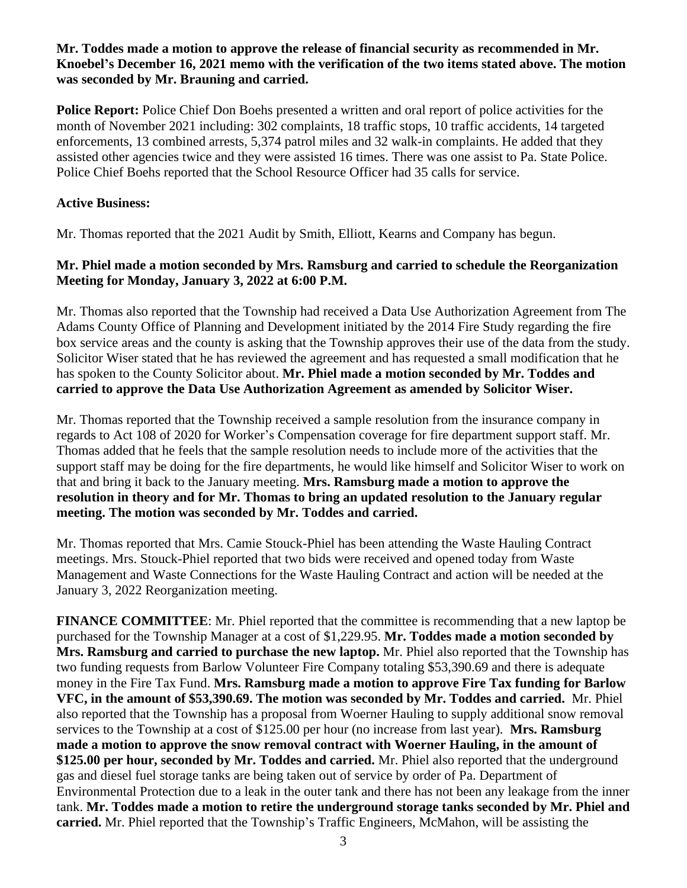**Mr. Toddes made a motion to approve the release of financial security as recommended in Mr. Knoebel's December 16, 2021 memo with the verification of the two items stated above. The motion was seconded by Mr. Brauning and carried.**

**Police Report:** Police Chief Don Boehs presented a written and oral report of police activities for the month of November 2021 including: 302 complaints, 18 traffic stops, 10 traffic accidents, 14 targeted enforcements, 13 combined arrests, 5,374 patrol miles and 32 walk-in complaints. He added that they assisted other agencies twice and they were assisted 16 times. There was one assist to Pa. State Police. Police Chief Boehs reported that the School Resource Officer had 35 calls for service.

**Active Business:**

Mr. Thomas reported that the 2021 Audit by Smith, Elliott, Kearns and Company has begun.

**Mr. Phiel made a motion seconded by Mrs. Ramsburg and carried to schedule the Reorganization Meeting for Monday, January 3, 2022 at 6:00 P.M.**

Mr. Thomas also reported that the Township had received a Data Use Authorization Agreement from The Adams County Office of Planning and Development initiated by the 2014 Fire Study regarding the fire box service areas and the county is asking that the Township approves their use of the data from the study. Solicitor Wiser stated that he has reviewed the agreement and has requested a small modification that he has spoken to the County Solicitor about. **Mr. Phiel made a motion seconded by Mr. Toddes and carried to approve the Data Use Authorization Agreement as amended by Solicitor Wiser.**

Mr. Thomas reported that the Township received a sample resolution from the insurance company in regards to Act 108 of 2020 for Worker's Compensation coverage for fire department support staff. Mr. Thomas added that he feels that the sample resolution needs to include more of the activities that the support staff may be doing for the fire departments, he would like himself and Solicitor Wiser to work on that and bring it back to the January meeting. **Mrs. Ramsburg made a motion to approve the resolution in theory and for Mr. Thomas to bring an updated resolution to the January regular meeting. The motion was seconded by Mr. Toddes and carried.**

Mr. Thomas reported that Mrs. Camie Stouck-Phiel has been attending the Waste Hauling Contract meetings. Mrs. Stouck-Phiel reported that two bids were received and opened today from Waste Management and Waste Connections for the Waste Hauling Contract and action will be needed at the January 3, 2022 Reorganization meeting.

**FINANCE COMMITTEE**: Mr. Phiel reported that the committee is recommending that a new laptop be purchased for the Township Manager at a cost of $1,229.95. **Mr. Toddes made a motion seconded by Mrs. Ramsburg and carried to purchase the new laptop.** Mr. Phiel also reported that the Township has two funding requests from Barlow Volunteer Fire Company totaling $53,390.69 and there is adequate money in the Fire Tax Fund. **Mrs. Ramsburg made a motion to approve Fire Tax funding for Barlow VFC, in the amount of $53,390.69. The motion was seconded by Mr. Toddes and carried.** Mr. Phiel also reported that the Township has a proposal from Woerner Hauling to supply additional snow removal services to the Township at a cost of $125.00 per hour (no increase from last year). **Mrs. Ramsburg made a motion to approve the snow removal contract with Woerner Hauling, in the amount of $125.00 per hour, seconded by Mr. Toddes and carried.** Mr. Phiel also reported that the underground gas and diesel fuel storage tanks are being taken out of service by order of Pa. Department of Environmental Protection due to a leak in the outer tank and there has not been any leakage from the inner tank. **Mr. Toddes made a motion to retire the underground storage tanks seconded by Mr. Phiel and carried.** Mr. Phiel reported that the Township's Traffic Engineers, McMahon, will be assisting the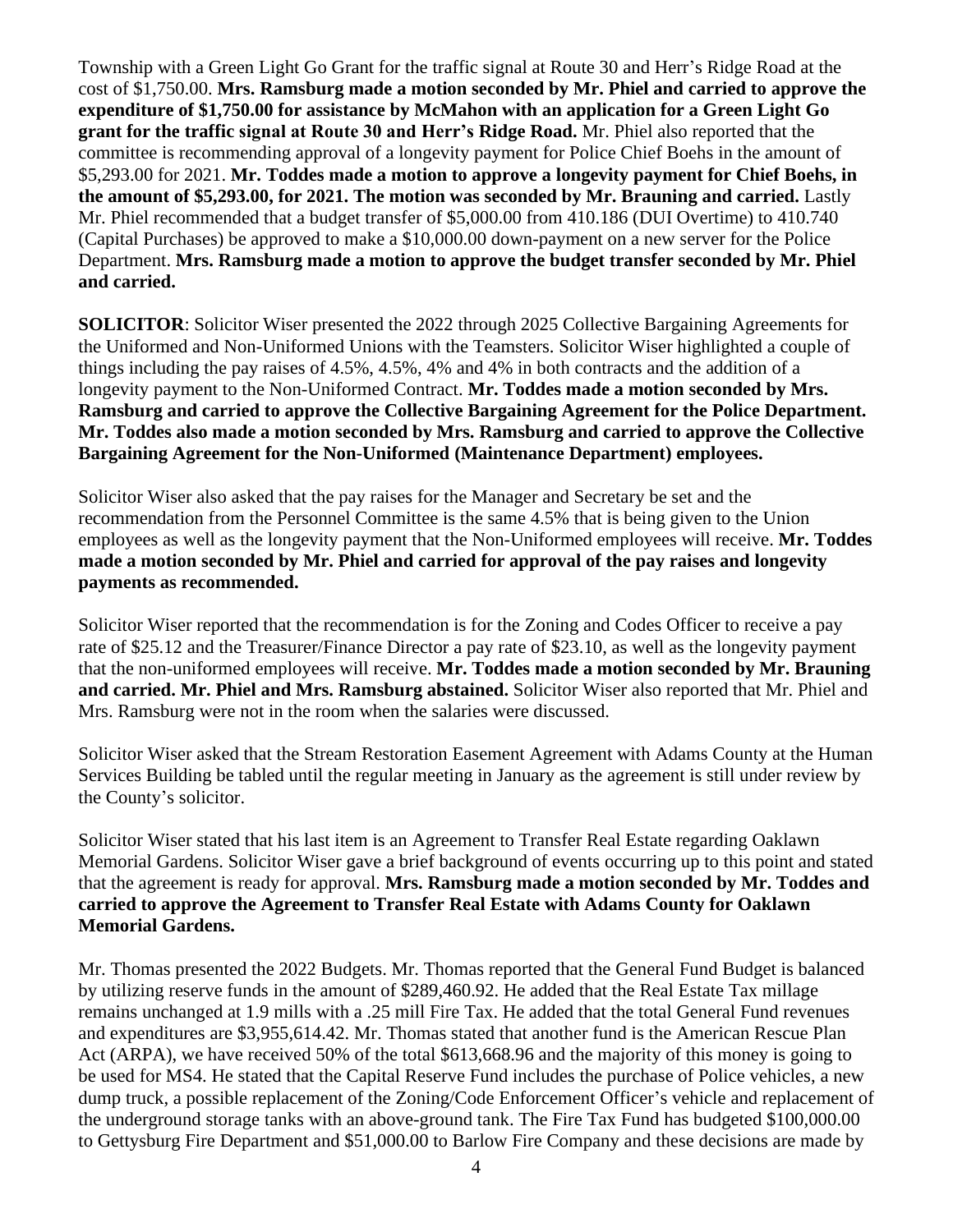Township with a Green Light Go Grant for the traffic signal at Route 30 and Herr's Ridge Road at the cost of $1,750.00. **Mrs. Ramsburg made a motion seconded by Mr. Phiel and carried to approve the expenditure of $1,750.00 for assistance by McMahon with an application for a Green Light Go grant for the traffic signal at Route 30 and Herr's Ridge Road.** Mr. Phiel also reported that the committee is recommending approval of a longevity payment for Police Chief Boehs in the amount of $5,293.00 for 2021. **Mr. Toddes made a motion to approve a longevity payment for Chief Boehs, in the amount of $5,293.00, for 2021. The motion was seconded by Mr. Brauning and carried.** Lastly Mr. Phiel recommended that a budget transfer of $5,000.00 from 410.186 (DUI Overtime) to 410.740 (Capital Purchases) be approved to make a $10,000.00 down-payment on a new server for the Police Department. **Mrs. Ramsburg made a motion to approve the budget transfer seconded by Mr. Phiel and carried.**

**SOLICITOR**: Solicitor Wiser presented the 2022 through 2025 Collective Bargaining Agreements for the Uniformed and Non-Uniformed Unions with the Teamsters. Solicitor Wiser highlighted a couple of things including the pay raises of 4.5%, 4.5%, 4% and 4% in both contracts and the addition of a longevity payment to the Non-Uniformed Contract. **Mr. Toddes made a motion seconded by Mrs. Ramsburg and carried to approve the Collective Bargaining Agreement for the Police Department. Mr. Toddes also made a motion seconded by Mrs. Ramsburg and carried to approve the Collective Bargaining Agreement for the Non-Uniformed (Maintenance Department) employees.**

Solicitor Wiser also asked that the pay raises for the Manager and Secretary be set and the recommendation from the Personnel Committee is the same 4.5% that is being given to the Union employees as well as the longevity payment that the Non-Uniformed employees will receive. **Mr. Toddes made a motion seconded by Mr. Phiel and carried for approval of the pay raises and longevity payments as recommended.**

Solicitor Wiser reported that the recommendation is for the Zoning and Codes Officer to receive a pay rate of $25.12 and the Treasurer/Finance Director a pay rate of $23.10, as well as the longevity payment that the non-uniformed employees will receive. **Mr. Toddes made a motion seconded by Mr. Brauning and carried. Mr. Phiel and Mrs. Ramsburg abstained.** Solicitor Wiser also reported that Mr. Phiel and Mrs. Ramsburg were not in the room when the salaries were discussed.

Solicitor Wiser asked that the Stream Restoration Easement Agreement with Adams County at the Human Services Building be tabled until the regular meeting in January as the agreement is still under review by the County's solicitor.

Solicitor Wiser stated that his last item is an Agreement to Transfer Real Estate regarding Oaklawn Memorial Gardens. Solicitor Wiser gave a brief background of events occurring up to this point and stated that the agreement is ready for approval. **Mrs. Ramsburg made a motion seconded by Mr. Toddes and carried to approve the Agreement to Transfer Real Estate with Adams County for Oaklawn Memorial Gardens.**

Mr. Thomas presented the 2022 Budgets. Mr. Thomas reported that the General Fund Budget is balanced by utilizing reserve funds in the amount of $289,460.92. He added that the Real Estate Tax millage remains unchanged at 1.9 mills with a .25 mill Fire Tax. He added that the total General Fund revenues and expenditures are $3,955,614.42. Mr. Thomas stated that another fund is the American Rescue Plan Act (ARPA), we have received 50% of the total $613,668.96 and the majority of this money is going to be used for MS4. He stated that the Capital Reserve Fund includes the purchase of Police vehicles, a new dump truck, a possible replacement of the Zoning/Code Enforcement Officer's vehicle and replacement of the underground storage tanks with an above-ground tank. The Fire Tax Fund has budgeted $100,000.00 to Gettysburg Fire Department and $51,000.00 to Barlow Fire Company and these decisions are made by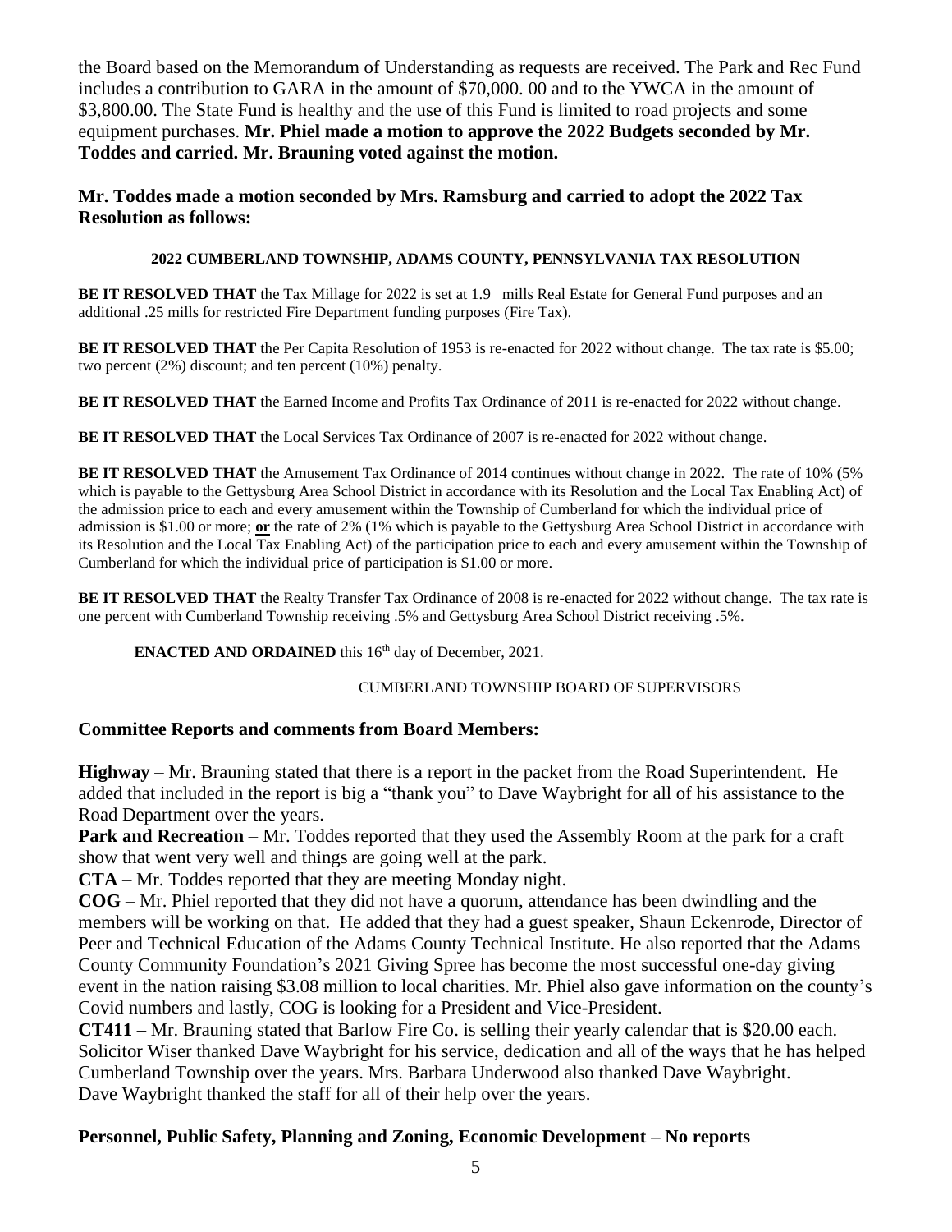the Board based on the Memorandum of Understanding as requests are received. The Park and Rec Fund includes a contribution to GARA in the amount of $70,000. 00 and to the YWCA in the amount of $3,800.00. The State Fund is healthy and the use of this Fund is limited to road projects and some equipment purchases. **Mr. Phiel made a motion to approve the 2022 Budgets seconded by Mr. Toddes and carried. Mr. Brauning voted against the motion.**

**Mr. Toddes made a motion seconded by Mrs. Ramsburg and carried to adopt the 2022 Tax Resolution as follows:**

**2022 CUMBERLAND TOWNSHIP, ADAMS COUNTY, PENNSYLVANIA TAX RESOLUTION**

**BE IT RESOLVED THAT** the Tax Millage for 2022 is set at 1.9 mills Real Estate for General Fund purposes and an additional .25 mills for restricted Fire Department funding purposes (Fire Tax).

**BE IT RESOLVED THAT** the Per Capita Resolution of 1953 is re-enacted for 2022 without change. The tax rate is $5.00; two percent (2%) discount; and ten percent (10%) penalty.

**BE IT RESOLVED THAT** the Earned Income and Profits Tax Ordinance of 2011 is re-enacted for 2022 without change.

**BE IT RESOLVED THAT** the Local Services Tax Ordinance of 2007 is re-enacted for 2022 without change.

**BE IT RESOLVED THAT** the Amusement Tax Ordinance of 2014 continues without change in 2022. The rate of 10% (5% which is payable to the Gettysburg Area School District in accordance with its Resolution and the Local Tax Enabling Act) of the admission price to each and every amusement within the Township of Cumberland for which the individual price of admission is $1.00 or more; **or** the rate of 2% (1% which is payable to the Gettysburg Area School District in accordance with its Resolution and the Local Tax Enabling Act) of the participation price to each and every amusement within the Township of Cumberland for which the individual price of participation is $1.00 or more.

**BE IT RESOLVED THAT** the Realty Transfer Tax Ordinance of 2008 is re-enacted for 2022 without change. The tax rate is one percent with Cumberland Township receiving .5% and Gettysburg Area School District receiving .5%.

**ENACTED AND ORDAINED** this 16th day of December, 2021.

CUMBERLAND TOWNSHIP BOARD OF SUPERVISORS

**Committee Reports and comments from Board Members:**

**Highway** – Mr. Brauning stated that there is a report in the packet from the Road Superintendent. He added that included in the report is big a "thank you" to Dave Waybright for all of his assistance to the Road Department over the years.

**Park and Recreation** – Mr. Toddes reported that they used the Assembly Room at the park for a craft show that went very well and things are going well at the park.

**CTA** – Mr. Toddes reported that they are meeting Monday night.

**COG** – Mr. Phiel reported that they did not have a quorum, attendance has been dwindling and the members will be working on that. He added that they had a guest speaker, Shaun Eckenrode, Director of Peer and Technical Education of the Adams County Technical Institute. He also reported that the Adams County Community Foundation's 2021 Giving Spree has become the most successful one-day giving event in the nation raising $3.08 million to local charities. Mr. Phiel also gave information on the county's Covid numbers and lastly, COG is looking for a President and Vice-President.

**CT411 –** Mr. Brauning stated that Barlow Fire Co. is selling their yearly calendar that is $20.00 each. Solicitor Wiser thanked Dave Waybright for his service, dedication and all of the ways that he has helped Cumberland Township over the years. Mrs. Barbara Underwood also thanked Dave Waybright. Dave Waybright thanked the staff for all of their help over the years.

**Personnel, Public Safety, Planning and Zoning, Economic Development – No reports**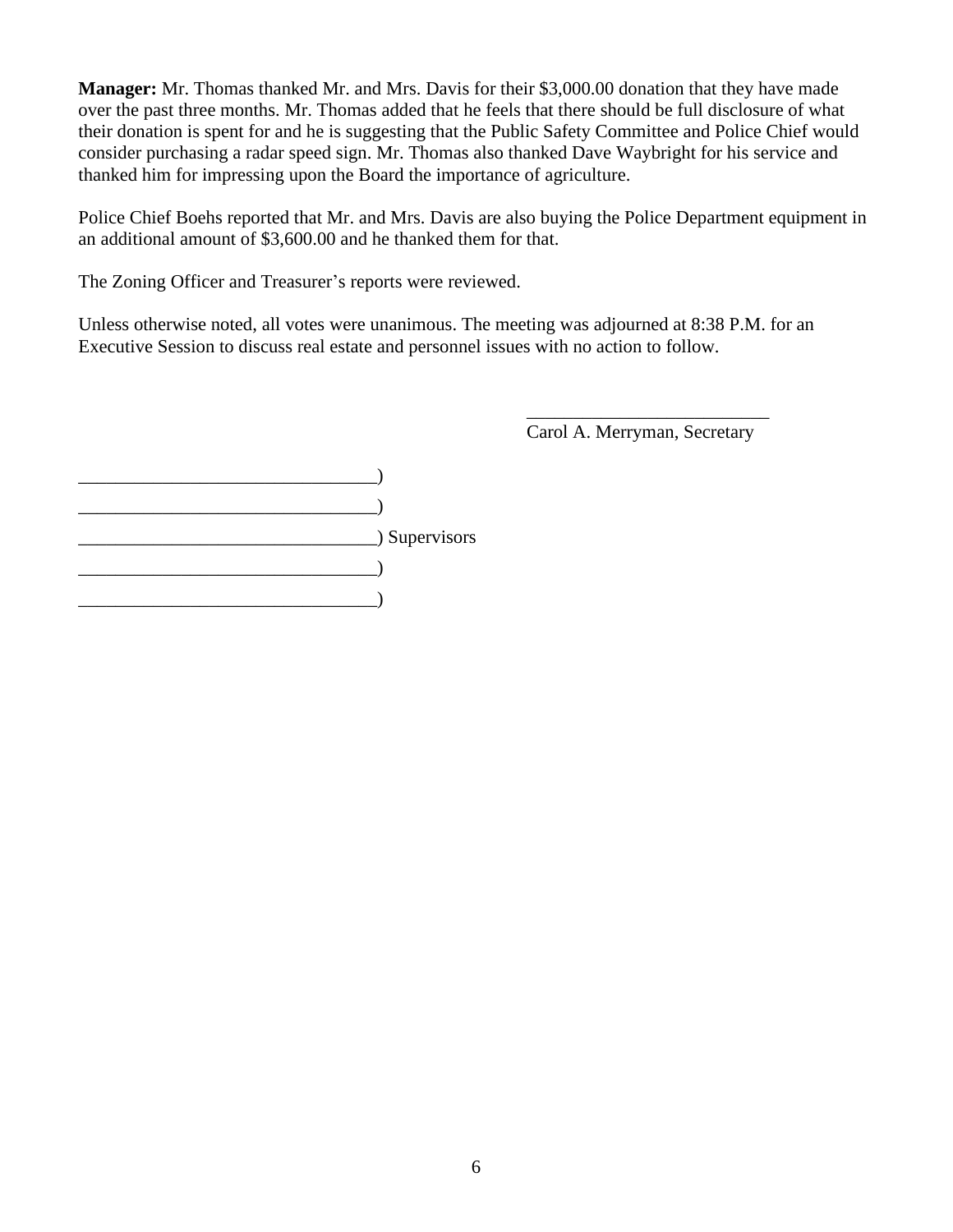**Manager:** Mr. Thomas thanked Mr. and Mrs. Davis for their $3,000.00 donation that they have made over the past three months. Mr. Thomas added that he feels that there should be full disclosure of what their donation is spent for and he is suggesting that the Public Safety Committee and Police Chief would consider purchasing a radar speed sign. Mr. Thomas also thanked Dave Waybright for his service and thanked him for impressing upon the Board the importance of agriculture.

Police Chief Boehs reported that Mr. and Mrs. Davis are also buying the Police Department equipment in an additional amount of $3,600.00 and he thanked them for that.

The Zoning Officer and Treasurer's reports were reviewed.

Unless otherwise noted, all votes were unanimous. The meeting was adjourned at 8:38 P.M. for an Executive Session to discuss real estate and personnel issues with no action to follow.

\_\_\_\_\_\_\_\_\_\_\_\_\_\_\_\_\_\_\_\_\_\_\_\_\_\_\_
Carol A. Merryman, Secretary

\_\_\_\_\_\_\_\_\_\_\_\_\_\_\_\_\_\_\_\_\_\_\_\_\_\_\_\_\_\_\_\_)
\_\_\_\_\_\_\_\_\_\_\_\_\_\_\_\_\_\_\_\_\_\_\_\_\_\_\_\_\_\_\_\_)
\_\_\_\_\_\_\_\_\_\_\_\_\_\_\_\_\_\_\_\_\_\_\_\_\_\_\_\_\_\_\_\_) Supervisors
\_\_\_\_\_\_\_\_\_\_\_\_\_\_\_\_\_\_\_\_\_\_\_\_\_\_\_\_\_\_\_\_)
\_\_\_\_\_\_\_\_\_\_\_\_\_\_\_\_\_\_\_\_\_\_\_\_\_\_\_\_\_\_\_\_)